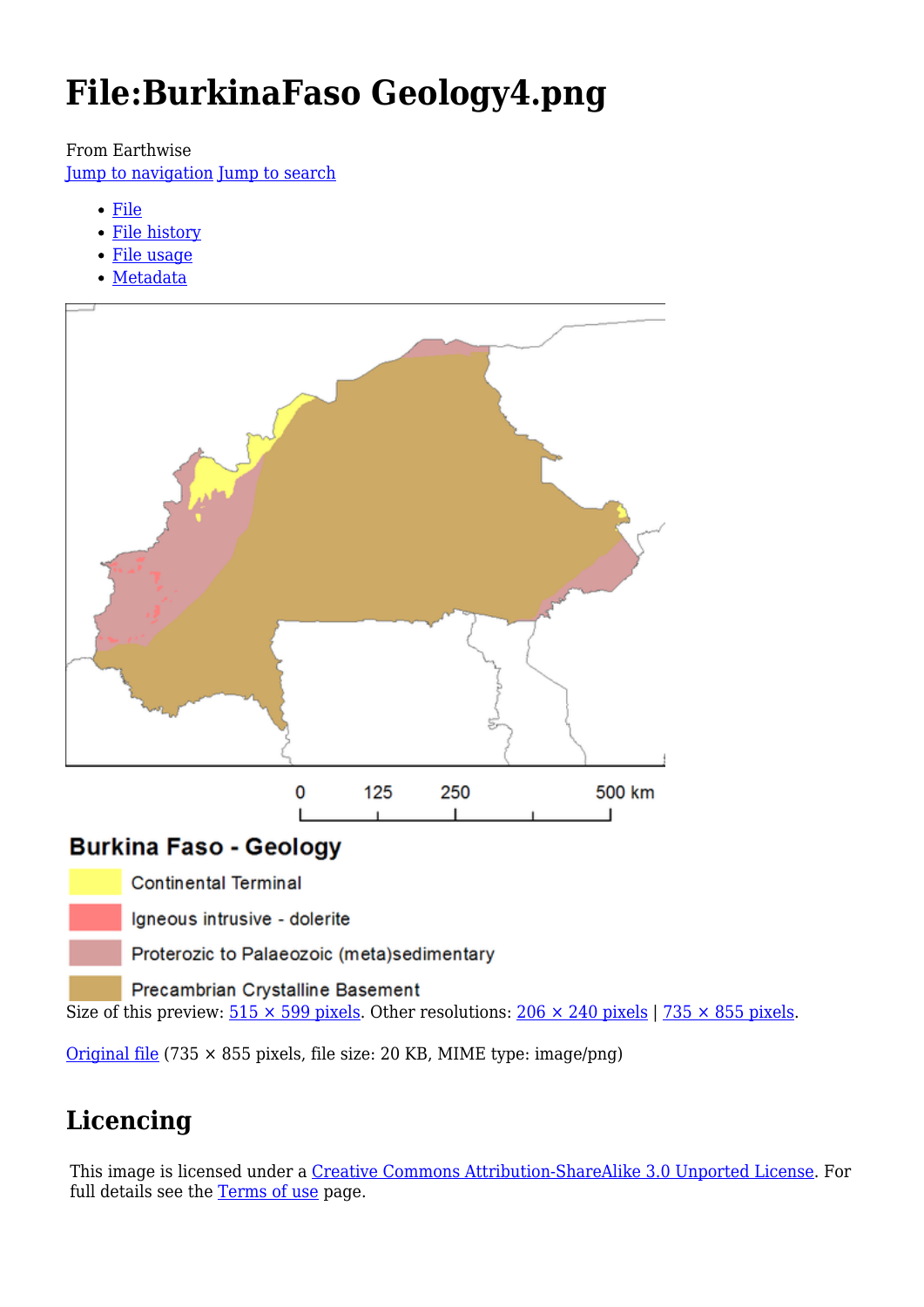# File:BurkinaFaso Geology4.png

From Earthwise

Jump to navigation Jump to search

- File
- File history
- File usage
- Metadata

0 125 250 500 km

**Burkina Faso - Geology**

- Continental Terminal
- Igneous intrusive - dolerite
- Proterozic to Palaeozoic (meta)sedimentary
- Precambrian Crystalline Basement

Size of this preview: 515 × 599 pixels. Other resolutions: 206 × 240 pixels | 735 × 855 pixels.

Original file (735 × 855 pixels, file size: 20 KB, MIME type: image/png)

## Licencing

This image is licensed under a Creative Commons Attribution-ShareAlike 3.0 Unported License. For full details see the Terms of use page.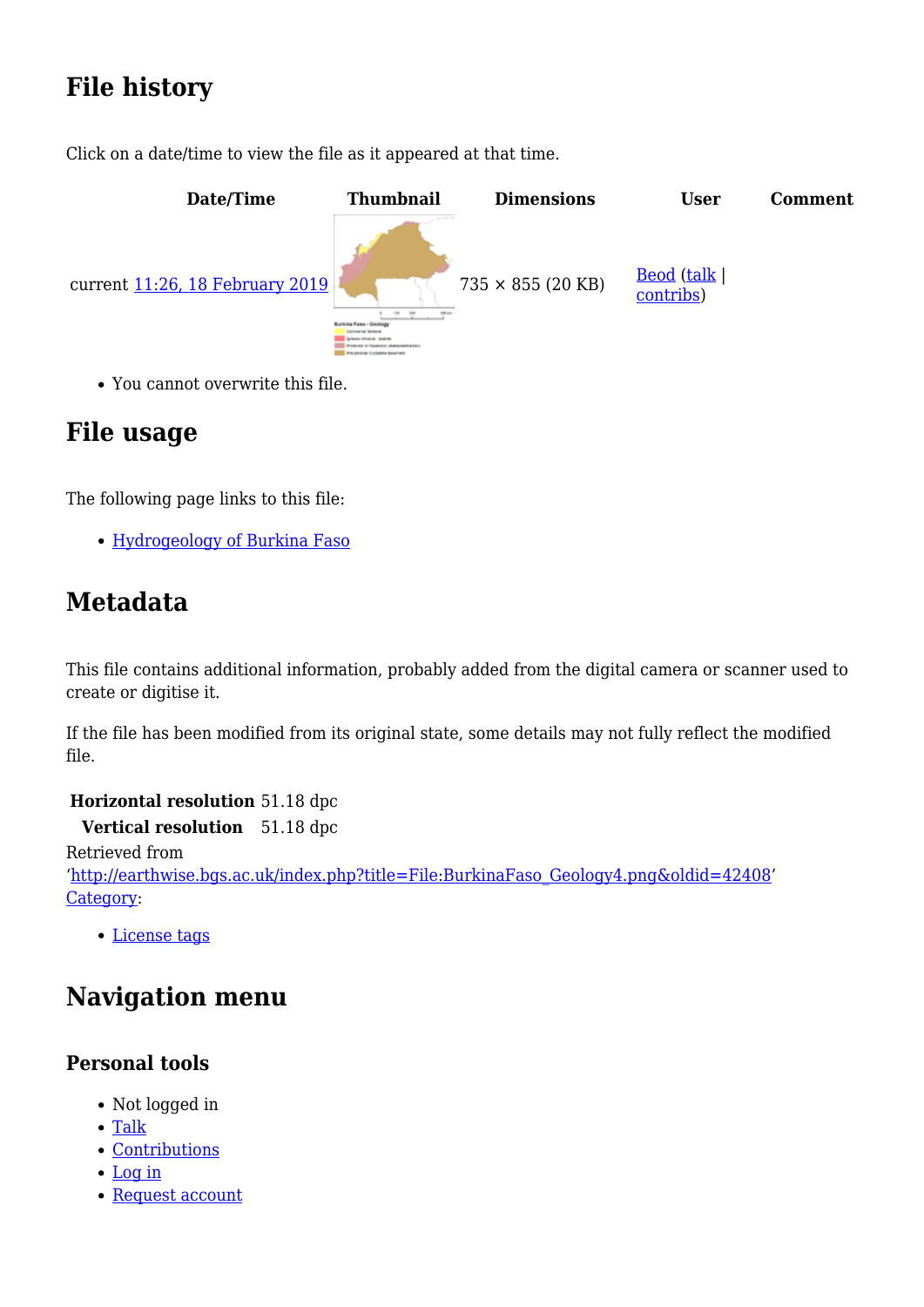## File history

Click on a date/time to view the file as it appeared at that time.

| | Date/Time | Thumbnail | Dimensions | User | Comment |
|---|---|---|---|---|---|
| current | 11:26, 18 February 2019 | | 735 × 855 (20 KB) | Beod (talk \| contribs) | |

- You cannot overwrite this file.

## File usage

The following page links to this file:

- Hydrogeology of Burkina Faso

## Metadata

This file contains additional information, probably added from the digital camera or scanner used to create or digitise it.

If the file has been modified from its original state, some details may not fully reflect the modified file.

| | |
|---|---|
| **Horizontal resolution** | 51.18 dpc |
| **Vertical resolution** | 51.18 dpc |

Retrieved from 'http://earthwise.bgs.ac.uk/index.php?title=File:BurkinaFaso_Geology4.png&oldid=42408'

Category:

- License tags

## Navigation menu

### Personal tools

- Not logged in
- Talk
- Contributions
- Log in
- Request account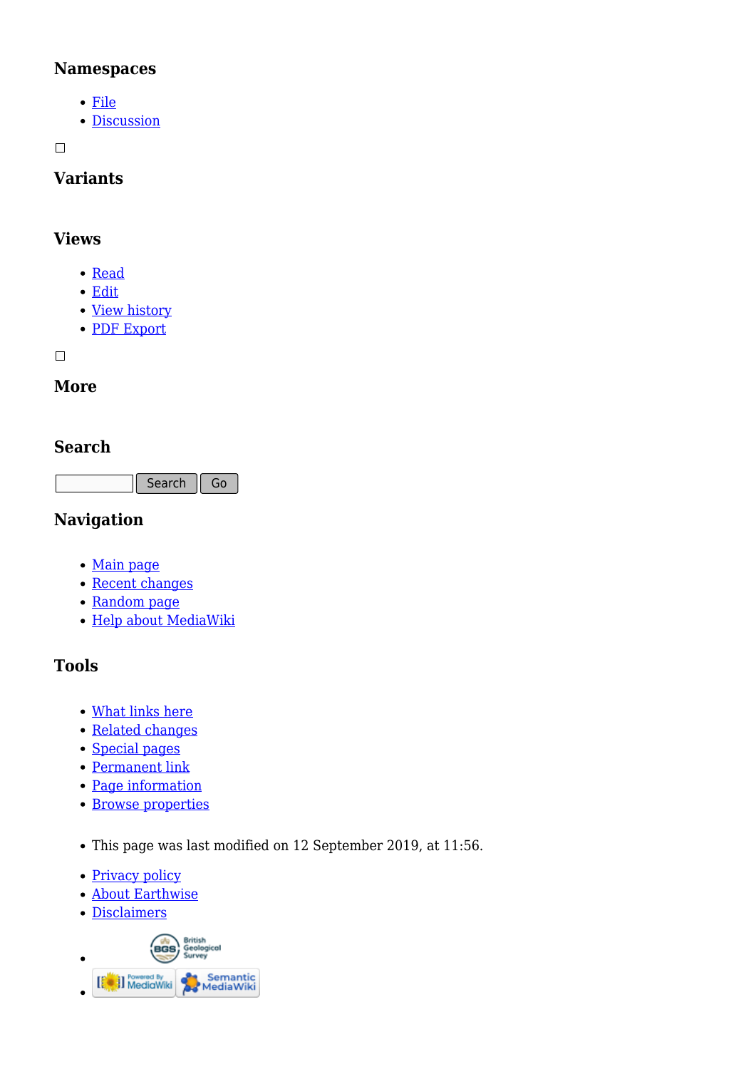## Namespaces

- File
- Discussion

## Variants

## Views

- Read
- Edit
- View history
- PDF Export

## More

## Search

Search Go

## Navigation

- Main page
- Recent changes
- Random page
- Help about MediaWiki

## Tools

- What links here
- Related changes
- Special pages
- Permanent link
- Page information
- Browse properties

- This page was last modified on 12 September 2019, at 11:56.

- Privacy policy
- About Earthwise
- Disclaimers